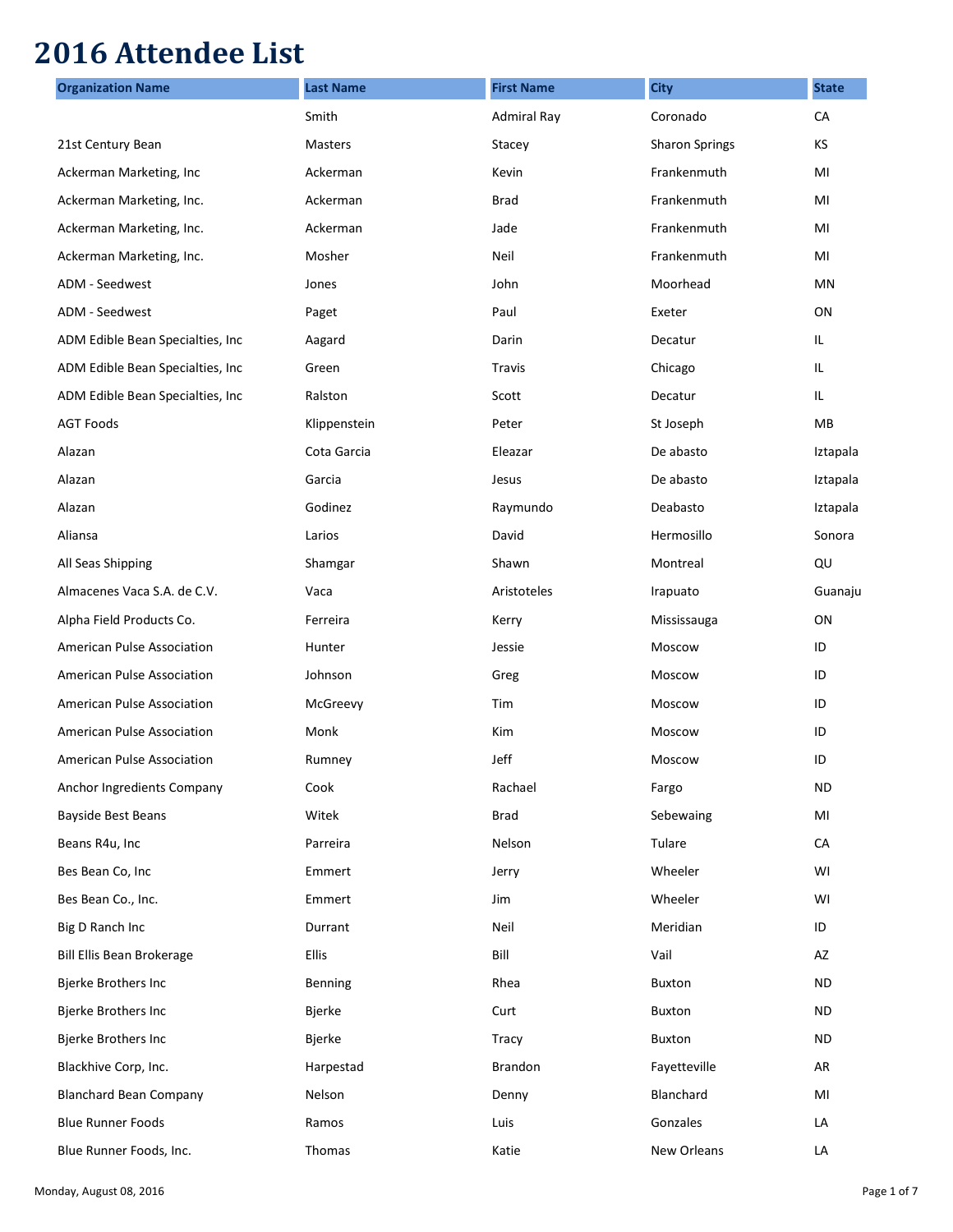# 2016 Attendee List

| Organization Name | Last Name | First Name | City | State |
|---|---|---|---|---|
| | Smith | Admiral Ray | Coronado | CA |
| 21st Century Bean | Masters | Stacey | Sharon Springs | KS |
| Ackerman Marketing, Inc | Ackerman | Kevin | Frankenmuth | MI |
| Ackerman Marketing, Inc. | Ackerman | Brad | Frankenmuth | MI |
| Ackerman Marketing, Inc. | Ackerman | Jade | Frankenmuth | MI |
| Ackerman Marketing, Inc. | Mosher | Neil | Frankenmuth | MI |
| ADM - Seedwest | Jones | John | Moorhead | MN |
| ADM - Seedwest | Paget | Paul | Exeter | ON |
| ADM Edible Bean Specialties, Inc | Aagard | Darin | Decatur | IL |
| ADM Edible Bean Specialties, Inc | Green | Travis | Chicago | IL |
| ADM Edible Bean Specialties, Inc | Ralston | Scott | Decatur | IL |
| AGT Foods | Klippenstein | Peter | St Joseph | MB |
| Alazan | Cota Garcia | Eleazar | De abasto | Iztapala |
| Alazan | Garcia | Jesus | De abasto | Iztapala |
| Alazan | Godinez | Raymundo | Deabasto | Iztapala |
| Aliansa | Larios | David | Hermosillo | Sonora |
| All Seas Shipping | Shamgar | Shawn | Montreal | QU |
| Almacenes Vaca S.A. de C.V. | Vaca | Aristoteles | Irapuato | Guanaju |
| Alpha Field Products Co. | Ferreira | Kerry | Mississauga | ON |
| American Pulse Association | Hunter | Jessie | Moscow | ID |
| American Pulse Association | Johnson | Greg | Moscow | ID |
| American Pulse Association | McGreevy | Tim | Moscow | ID |
| American Pulse Association | Monk | Kim | Moscow | ID |
| American Pulse Association | Rumney | Jeff | Moscow | ID |
| Anchor Ingredients Company | Cook | Rachael | Fargo | ND |
| Bayside Best Beans | Witek | Brad | Sebewaing | MI |
| Beans R4u, Inc | Parreira | Nelson | Tulare | CA |
| Bes Bean Co, Inc | Emmert | Jerry | Wheeler | WI |
| Bes Bean Co., Inc. | Emmert | Jim | Wheeler | WI |
| Big D Ranch Inc | Durrant | Neil | Meridian | ID |
| Bill Ellis Bean Brokerage | Ellis | Bill | Vail | AZ |
| Bjerke Brothers Inc | Benning | Rhea | Buxton | ND |
| Bjerke Brothers Inc | Bjerke | Curt | Buxton | ND |
| Bjerke Brothers Inc | Bjerke | Tracy | Buxton | ND |
| Blackhive Corp, Inc. | Harpestad | Brandon | Fayetteville | AR |
| Blanchard Bean Company | Nelson | Denny | Blanchard | MI |
| Blue Runner Foods | Ramos | Luis | Gonzales | LA |
| Blue Runner Foods, Inc. | Thomas | Katie | New Orleans | LA |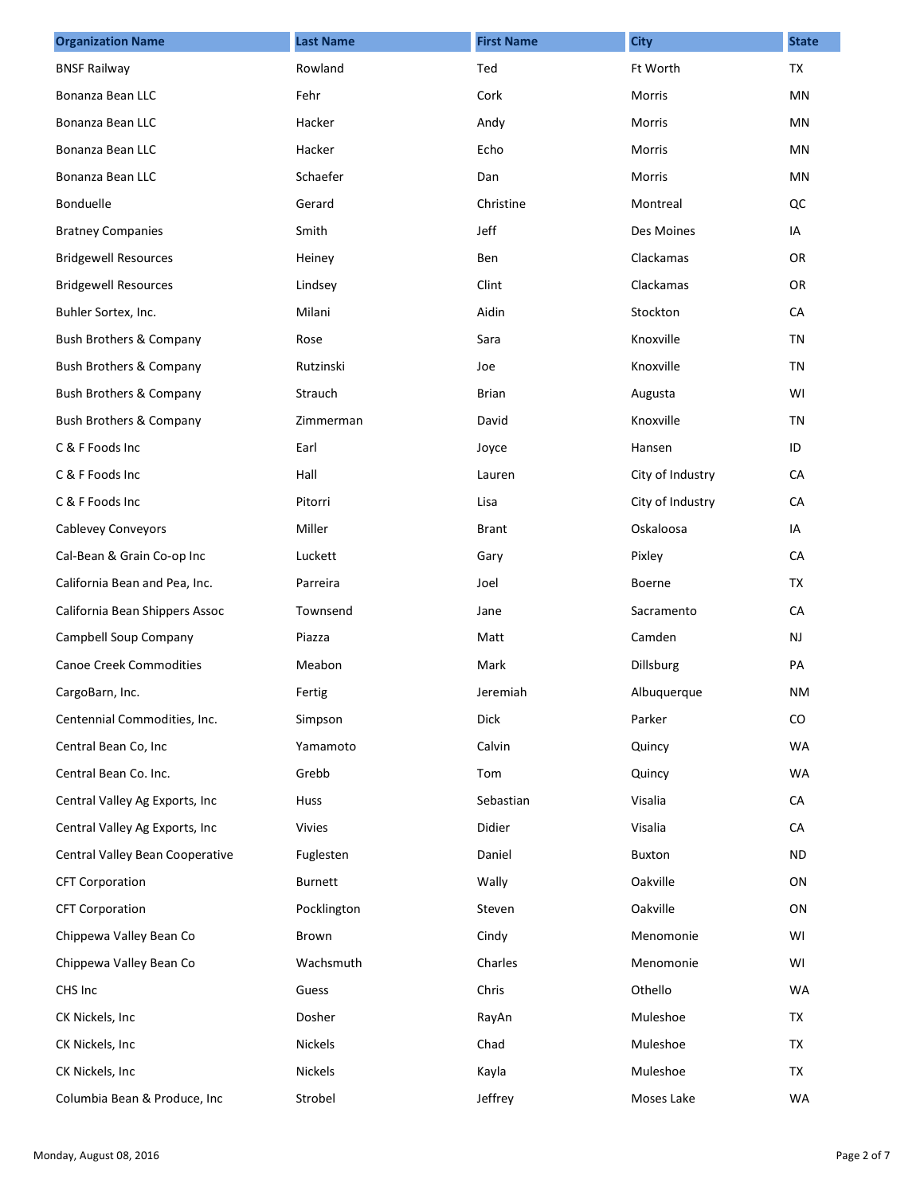| Organization Name | Last Name | First Name | City | State |
|---|---|---|---|---|
| BNSF Railway | Rowland | Ted | Ft Worth | TX |
| Bonanza Bean LLC | Fehr | Cork | Morris | MN |
| Bonanza Bean LLC | Hacker | Andy | Morris | MN |
| Bonanza Bean LLC | Hacker | Echo | Morris | MN |
| Bonanza Bean LLC | Schaefer | Dan | Morris | MN |
| Bonduelle | Gerard | Christine | Montreal | QC |
| Bratney Companies | Smith | Jeff | Des Moines | IA |
| Bridgewell Resources | Heiney | Ben | Clackamas | OR |
| Bridgewell Resources | Lindsey | Clint | Clackamas | OR |
| Buhler Sortex, Inc. | Milani | Aidin | Stockton | CA |
| Bush Brothers & Company | Rose | Sara | Knoxville | TN |
| Bush Brothers & Company | Rutzinski | Joe | Knoxville | TN |
| Bush Brothers & Company | Strauch | Brian | Augusta | WI |
| Bush Brothers & Company | Zimmerman | David | Knoxville | TN |
| C & F Foods Inc | Earl | Joyce | Hansen | ID |
| C & F Foods Inc | Hall | Lauren | City of Industry | CA |
| C & F Foods Inc | Pitorri | Lisa | City of Industry | CA |
| Cablevey Conveyors | Miller | Brant | Oskaloosa | IA |
| Cal-Bean & Grain Co-op Inc | Luckett | Gary | Pixley | CA |
| California Bean and Pea, Inc. | Parreira | Joel | Boerne | TX |
| California Bean Shippers Assoc | Townsend | Jane | Sacramento | CA |
| Campbell Soup Company | Piazza | Matt | Camden | NJ |
| Canoe Creek Commodities | Meabon | Mark | Dillsburg | PA |
| CargoBarn, Inc. | Fertig | Jeremiah | Albuquerque | NM |
| Centennial Commodities, Inc. | Simpson | Dick | Parker | CO |
| Central Bean Co, Inc | Yamamoto | Calvin | Quincy | WA |
| Central Bean Co. Inc. | Grebb | Tom | Quincy | WA |
| Central Valley Ag Exports, Inc | Huss | Sebastian | Visalia | CA |
| Central Valley Ag Exports, Inc | Vivies | Didier | Visalia | CA |
| Central Valley Bean Cooperative | Fuglesten | Daniel | Buxton | ND |
| CFT Corporation | Burnett | Wally | Oakville | ON |
| CFT Corporation | Pocklington | Steven | Oakville | ON |
| Chippewa Valley Bean Co | Brown | Cindy | Menomonie | WI |
| Chippewa Valley Bean Co | Wachsmuth | Charles | Menomonie | WI |
| CHS Inc | Guess | Chris | Othello | WA |
| CK Nickels, Inc | Dosher | RayAn | Muleshoe | TX |
| CK Nickels, Inc | Nickels | Chad | Muleshoe | TX |
| CK Nickels, Inc | Nickels | Kayla | Muleshoe | TX |
| Columbia Bean & Produce, Inc | Strobel | Jeffrey | Moses Lake | WA |

Monday, August 08, 2016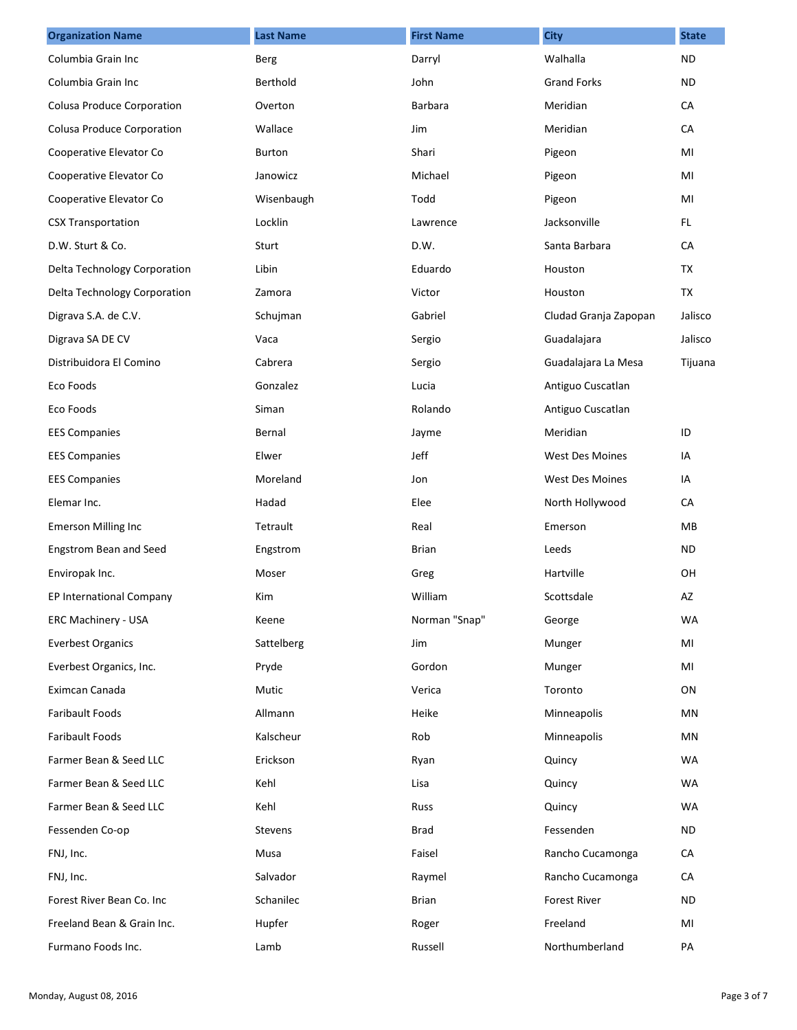| Organization Name | Last Name | First Name | City | State |
| --- | --- | --- | --- | --- |
| Columbia Grain Inc | Berg | Darryl | Walhalla | ND |
| Columbia Grain Inc | Berthold | John | Grand Forks | ND |
| Colusa Produce Corporation | Overton | Barbara | Meridian | CA |
| Colusa Produce Corporation | Wallace | Jim | Meridian | CA |
| Cooperative Elevator Co | Burton | Shari | Pigeon | MI |
| Cooperative Elevator Co | Janowicz | Michael | Pigeon | MI |
| Cooperative Elevator Co | Wisenbaugh | Todd | Pigeon | MI |
| CSX Transportation | Locklin | Lawrence | Jacksonville | FL |
| D.W. Sturt & Co. | Sturt | D.W. | Santa Barbara | CA |
| Delta Technology Corporation | Libin | Eduardo | Houston | TX |
| Delta Technology Corporation | Zamora | Victor | Houston | TX |
| Digrava S.A. de C.V. | Schujman | Gabriel | Cludad Granja Zapopan | Jalisco |
| Digrava SA DE CV | Vaca | Sergio | Guadalajara | Jalisco |
| Distribuidora El Comino | Cabrera | Sergio | Guadalajara La Mesa | Tijuana |
| Eco Foods | Gonzalez | Lucia | Antiguo Cuscatlan | |
| Eco Foods | Siman | Rolando | Antiguo Cuscatlan | |
| EES Companies | Bernal | Jayme | Meridian | ID |
| EES Companies | Elwer | Jeff | West Des Moines | IA |
| EES Companies | Moreland | Jon | West Des Moines | IA |
| Elemar Inc. | Hadad | Elee | North Hollywood | CA |
| Emerson Milling Inc | Tetrault | Real | Emerson | MB |
| Engstrom Bean and Seed | Engstrom | Brian | Leeds | ND |
| Enviropak Inc. | Moser | Greg | Hartville | OH |
| EP International Company | Kim | William | Scottsdale | AZ |
| ERC Machinery - USA | Keene | Norman "Snap" | George | WA |
| Everbest Organics | Sattelberg | Jim | Munger | MI |
| Everbest Organics, Inc. | Pryde | Gordon | Munger | MI |
| Eximcan Canada | Mutic | Verica | Toronto | ON |
| Faribault Foods | Allmann | Heike | Minneapolis | MN |
| Faribault Foods | Kalscheur | Rob | Minneapolis | MN |
| Farmer Bean & Seed LLC | Erickson | Ryan | Quincy | WA |
| Farmer Bean & Seed LLC | Kehl | Lisa | Quincy | WA |
| Farmer Bean & Seed LLC | Kehl | Russ | Quincy | WA |
| Fessenden Co-op | Stevens | Brad | Fessenden | ND |
| FNJ, Inc. | Musa | Faisel | Rancho Cucamonga | CA |
| FNJ, Inc. | Salvador | Raymel | Rancho Cucamonga | CA |
| Forest River Bean Co. Inc | Schanilec | Brian | Forest River | ND |
| Freeland Bean & Grain Inc. | Hupfer | Roger | Freeland | MI |
| Furmano Foods Inc. | Lamb | Russell | Northumberland | PA |

Monday, August 08, 2016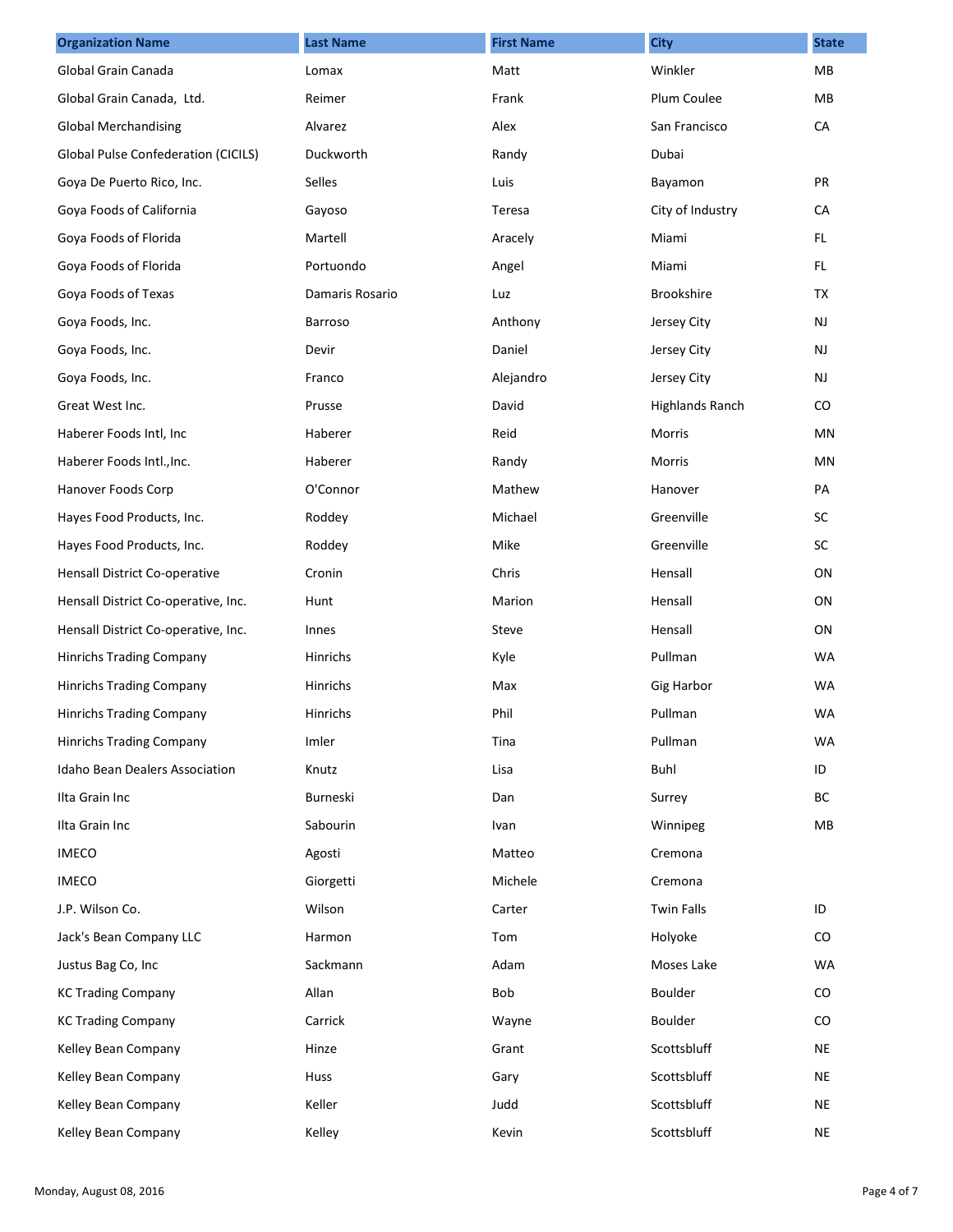| Organization Name | Last Name | First Name | City | State |
| --- | --- | --- | --- | --- |
| Global Grain Canada | Lomax | Matt | Winkler | MB |
| Global Grain Canada,  Ltd. | Reimer | Frank | Plum Coulee | MB |
| Global Merchandising | Alvarez | Alex | San Francisco | CA |
| Global Pulse Confederation (CICILS) | Duckworth | Randy | Dubai | |
| Goya De Puerto Rico, Inc. | Selles | Luis | Bayamon | PR |
| Goya Foods of California | Gayoso | Teresa | City of Industry | CA |
| Goya Foods of Florida | Martell | Aracely | Miami | FL |
| Goya Foods of Florida | Portuondo | Angel | Miami | FL |
| Goya Foods of Texas | Damaris Rosario | Luz | Brookshire | TX |
| Goya Foods, Inc. | Barroso | Anthony | Jersey City | NJ |
| Goya Foods, Inc. | Devir | Daniel | Jersey City | NJ |
| Goya Foods, Inc. | Franco | Alejandro | Jersey City | NJ |
| Great West Inc. | Prusse | David | Highlands Ranch | CO |
| Haberer Foods Intl, Inc | Haberer | Reid | Morris | MN |
| Haberer Foods Intl.,Inc. | Haberer | Randy | Morris | MN |
| Hanover Foods Corp | O'Connor | Mathew | Hanover | PA |
| Hayes Food Products, Inc. | Roddey | Michael | Greenville | SC |
| Hayes Food Products, Inc. | Roddey | Mike | Greenville | SC |
| Hensall District Co-operative | Cronin | Chris | Hensall | ON |
| Hensall District Co-operative, Inc. | Hunt | Marion | Hensall | ON |
| Hensall District Co-operative, Inc. | Innes | Steve | Hensall | ON |
| Hinrichs Trading Company | Hinrichs | Kyle | Pullman | WA |
| Hinrichs Trading Company | Hinrichs | Max | Gig Harbor | WA |
| Hinrichs Trading Company | Hinrichs | Phil | Pullman | WA |
| Hinrichs Trading Company | Imler | Tina | Pullman | WA |
| Idaho Bean Dealers Association | Knutz | Lisa | Buhl | ID |
| Ilta Grain Inc | Burneski | Dan | Surrey | BC |
| Ilta Grain Inc | Sabourin | Ivan | Winnipeg | MB |
| IMECO | Agosti | Matteo | Cremona | |
| IMECO | Giorgetti | Michele | Cremona | |
| J.P. Wilson Co. | Wilson | Carter | Twin Falls | ID |
| Jack's Bean Company LLC | Harmon | Tom | Holyoke | CO |
| Justus Bag Co, Inc | Sackmann | Adam | Moses Lake | WA |
| KC Trading Company | Allan | Bob | Boulder | CO |
| KC Trading Company | Carrick | Wayne | Boulder | CO |
| Kelley Bean Company | Hinze | Grant | Scottsbluff | NE |
| Kelley Bean Company | Huss | Gary | Scottsbluff | NE |
| Kelley Bean Company | Keller | Judd | Scottsbluff | NE |
| Kelley Bean Company | Kelley | Kevin | Scottsbluff | NE |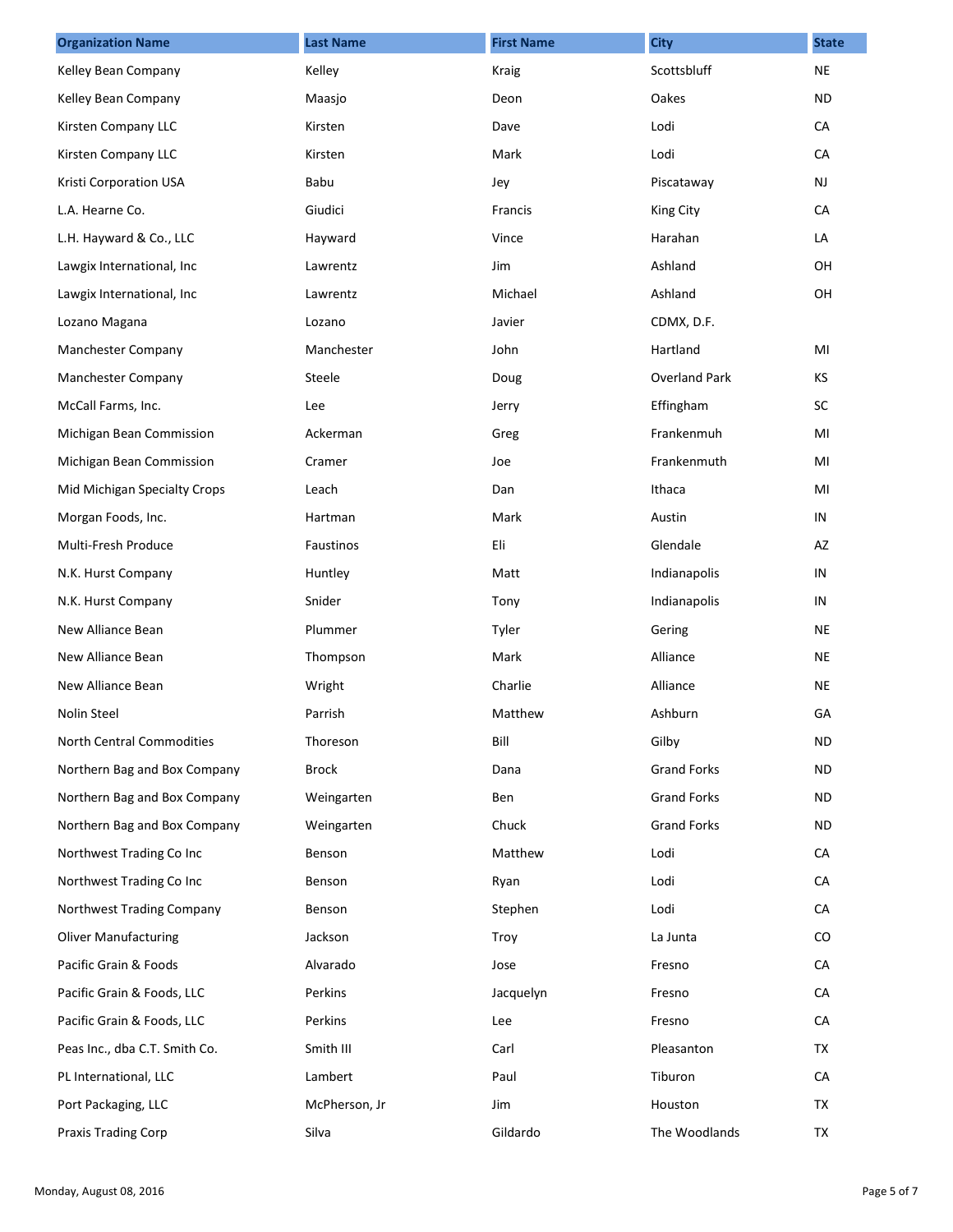| Organization Name | Last Name | First Name | City | State |
|---|---|---|---|---|
| Kelley Bean Company | Kelley | Kraig | Scottsbluff | NE |
| Kelley Bean Company | Maasjo | Deon | Oakes | ND |
| Kirsten Company LLC | Kirsten | Dave | Lodi | CA |
| Kirsten Company LLC | Kirsten | Mark | Lodi | CA |
| Kristi Corporation USA | Babu | Jey | Piscataway | NJ |
| L.A. Hearne Co. | Giudici | Francis | King City | CA |
| L.H. Hayward & Co., LLC | Hayward | Vince | Harahan | LA |
| Lawgix International, Inc | Lawrentz | Jim | Ashland | OH |
| Lawgix International, Inc | Lawrentz | Michael | Ashland | OH |
| Lozano Magana | Lozano | Javier | CDMX, D.F. | |
| Manchester Company | Manchester | John | Hartland | MI |
| Manchester Company | Steele | Doug | Overland Park | KS |
| McCall Farms, Inc. | Lee | Jerry | Effingham | SC |
| Michigan Bean Commission | Ackerman | Greg | Frankenmuh | MI |
| Michigan Bean Commission | Cramer | Joe | Frankenmuth | MI |
| Mid Michigan Specialty Crops | Leach | Dan | Ithaca | MI |
| Morgan Foods, Inc. | Hartman | Mark | Austin | IN |
| Multi-Fresh Produce | Faustinos | Eli | Glendale | AZ |
| N.K. Hurst Company | Huntley | Matt | Indianapolis | IN |
| N.K. Hurst Company | Snider | Tony | Indianapolis | IN |
| New Alliance Bean | Plummer | Tyler | Gering | NE |
| New Alliance Bean | Thompson | Mark | Alliance | NE |
| New Alliance Bean | Wright | Charlie | Alliance | NE |
| Nolin Steel | Parrish | Matthew | Ashburn | GA |
| North Central Commodities | Thoreson | Bill | Gilby | ND |
| Northern Bag and Box Company | Brock | Dana | Grand Forks | ND |
| Northern Bag and Box Company | Weingarten | Ben | Grand Forks | ND |
| Northern Bag and Box Company | Weingarten | Chuck | Grand Forks | ND |
| Northwest Trading Co Inc | Benson | Matthew | Lodi | CA |
| Northwest Trading Co Inc | Benson | Ryan | Lodi | CA |
| Northwest Trading Company | Benson | Stephen | Lodi | CA |
| Oliver Manufacturing | Jackson | Troy | La Junta | CO |
| Pacific Grain & Foods | Alvarado | Jose | Fresno | CA |
| Pacific Grain & Foods, LLC | Perkins | Jacquelyn | Fresno | CA |
| Pacific Grain & Foods, LLC | Perkins | Lee | Fresno | CA |
| Peas Inc., dba C.T. Smith Co. | Smith III | Carl | Pleasanton | TX |
| PL International, LLC | Lambert | Paul | Tiburon | CA |
| Port Packaging, LLC | McPherson, Jr | Jim | Houston | TX |
| Praxis Trading Corp | Silva | Gildardo | The Woodlands | TX |

Monday, August 08, 2016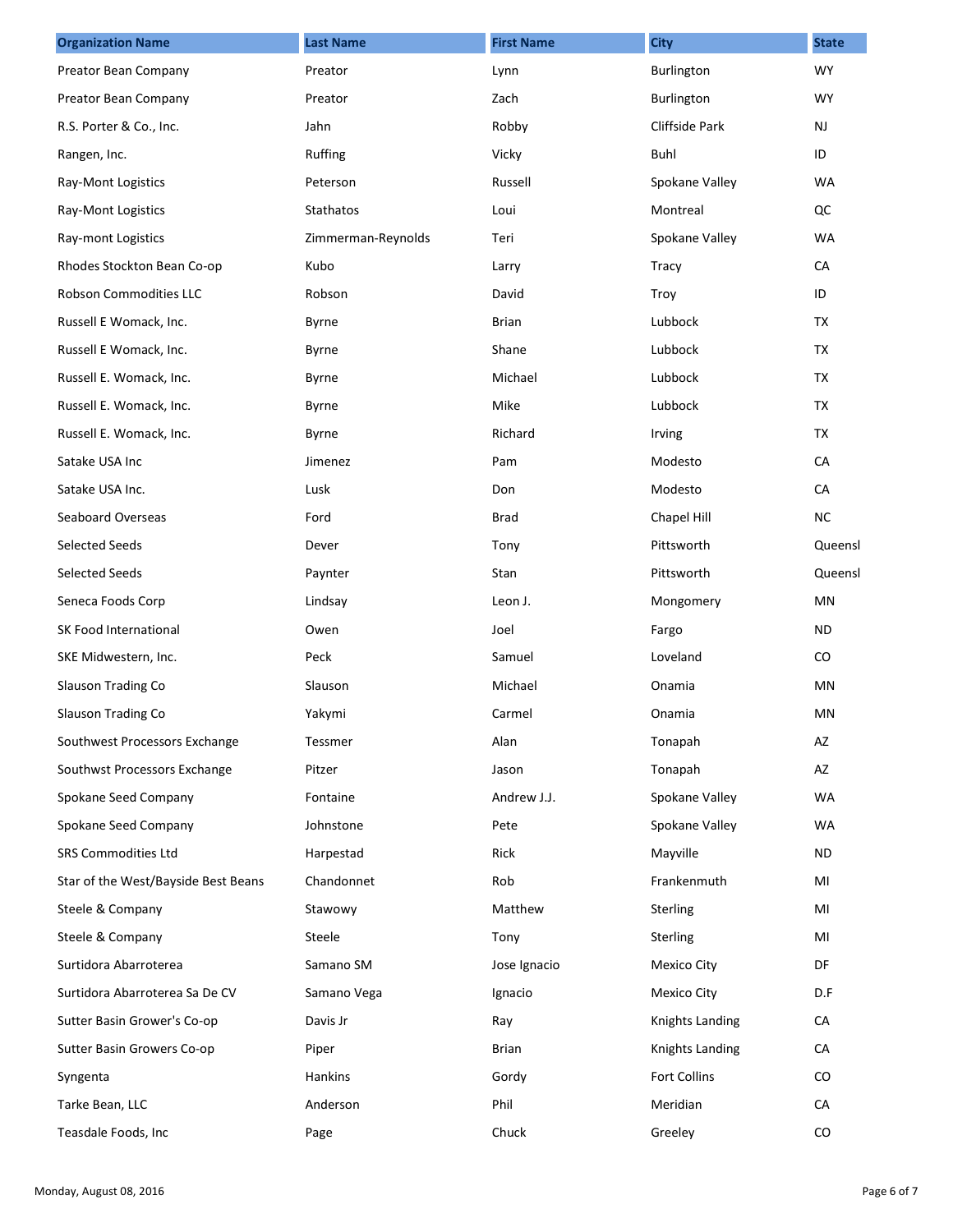| Organization Name | Last Name | First Name | City | State |
|---|---|---|---|---|
| Preator Bean Company | Preator | Lynn | Burlington | WY |
| Preator Bean Company | Preator | Zach | Burlington | WY |
| R.S. Porter & Co., Inc. | Jahn | Robby | Cliffside Park | NJ |
| Rangen, Inc. | Ruffing | Vicky | Buhl | ID |
| Ray-Mont Logistics | Peterson | Russell | Spokane Valley | WA |
| Ray-Mont Logistics | Stathatos | Loui | Montreal | QC |
| Ray-mont Logistics | Zimmerman-Reynolds | Teri | Spokane Valley | WA |
| Rhodes Stockton Bean Co-op | Kubo | Larry | Tracy | CA |
| Robson Commodities LLC | Robson | David | Troy | ID |
| Russell E Womack, Inc. | Byrne | Brian | Lubbock | TX |
| Russell E Womack, Inc. | Byrne | Shane | Lubbock | TX |
| Russell E. Womack, Inc. | Byrne | Michael | Lubbock | TX |
| Russell E. Womack, Inc. | Byrne | Mike | Lubbock | TX |
| Russell E. Womack, Inc. | Byrne | Richard | Irving | TX |
| Satake USA Inc | Jimenez | Pam | Modesto | CA |
| Satake USA Inc. | Lusk | Don | Modesto | CA |
| Seaboard Overseas | Ford | Brad | Chapel Hill | NC |
| Selected Seeds | Dever | Tony | Pittsworth | Queensl |
| Selected Seeds | Paynter | Stan | Pittsworth | Queensl |
| Seneca Foods Corp | Lindsay | Leon J. | Mongomery | MN |
| SK Food International | Owen | Joel | Fargo | ND |
| SKE Midwestern, Inc. | Peck | Samuel | Loveland | CO |
| Slauson Trading Co | Slauson | Michael | Onamia | MN |
| Slauson Trading Co | Yakymi | Carmel | Onamia | MN |
| Southwest Processors Exchange | Tessmer | Alan | Tonapah | AZ |
| Southwst Processors Exchange | Pitzer | Jason | Tonapah | AZ |
| Spokane Seed Company | Fontaine | Andrew J.J. | Spokane Valley | WA |
| Spokane Seed Company | Johnstone | Pete | Spokane Valley | WA |
| SRS Commodities Ltd | Harpestad | Rick | Mayville | ND |
| Star of the West/Bayside Best Beans | Chandonnet | Rob | Frankenmuth | MI |
| Steele & Company | Stawowy | Matthew | Sterling | MI |
| Steele & Company | Steele | Tony | Sterling | MI |
| Surtidora Abarroterea | Samano SM | Jose Ignacio | Mexico City | DF |
| Surtidora Abarroterea Sa De CV | Samano Vega | Ignacio | Mexico City | D.F |
| Sutter Basin Grower's Co-op | Davis Jr | Ray | Knights Landing | CA |
| Sutter Basin Growers Co-op | Piper | Brian | Knights Landing | CA |
| Syngenta | Hankins | Gordy | Fort Collins | CO |
| Tarke Bean, LLC | Anderson | Phil | Meridian | CA |
| Teasdale Foods, Inc | Page | Chuck | Greeley | CO |

Monday, August 08, 2016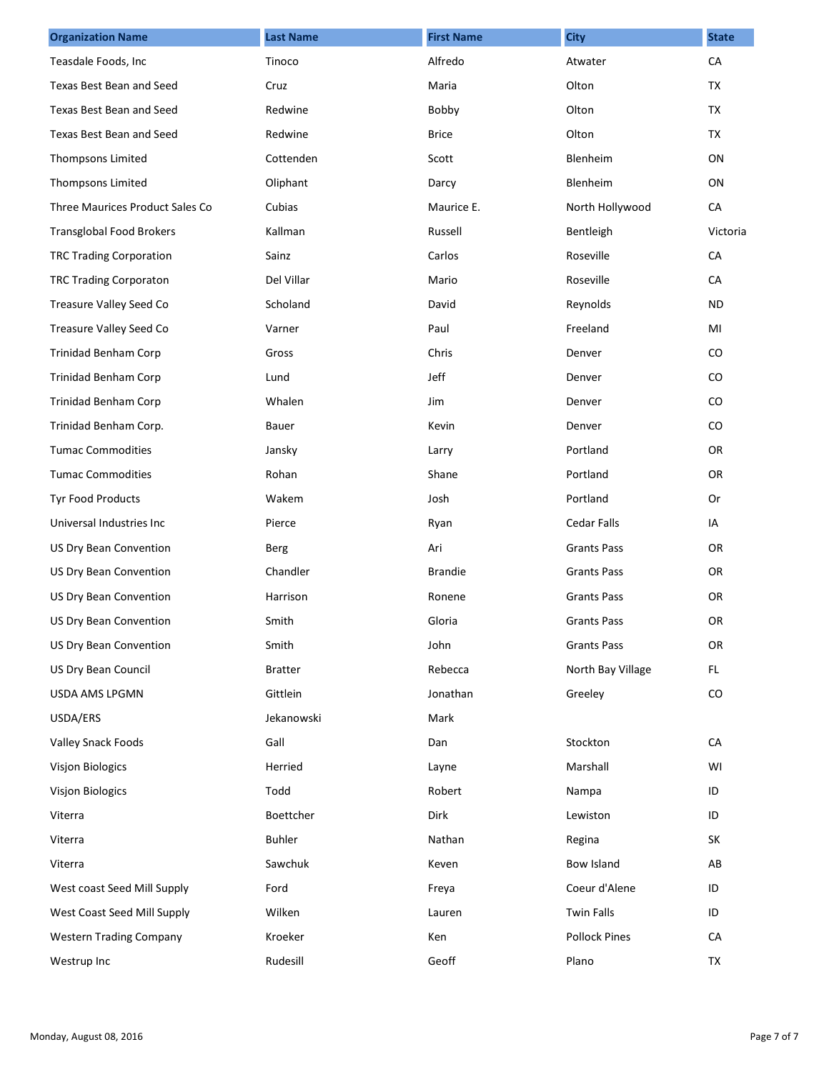| Organization Name | Last Name | First Name | City | State |
|---|---|---|---|---|
| Teasdale Foods, Inc | Tinoco | Alfredo | Atwater | CA |
| Texas Best Bean and Seed | Cruz | Maria | Olton | TX |
| Texas Best Bean and Seed | Redwine | Bobby | Olton | TX |
| Texas Best Bean and Seed | Redwine | Brice | Olton | TX |
| Thompsons Limited | Cottenden | Scott | Blenheim | ON |
| Thompsons Limited | Oliphant | Darcy | Blenheim | ON |
| Three Maurices Product Sales Co | Cubias | Maurice E. | North Hollywood | CA |
| Transglobal Food Brokers | Kallman | Russell | Bentleigh | Victoria |
| TRC Trading Corporation | Sainz | Carlos | Roseville | CA |
| TRC Trading Corporaton | Del Villar | Mario | Roseville | CA |
| Treasure Valley Seed Co | Scholand | David | Reynolds | ND |
| Treasure Valley Seed Co | Varner | Paul | Freeland | MI |
| Trinidad Benham Corp | Gross | Chris | Denver | CO |
| Trinidad Benham Corp | Lund | Jeff | Denver | CO |
| Trinidad Benham Corp | Whalen | Jim | Denver | CO |
| Trinidad Benham Corp. | Bauer | Kevin | Denver | CO |
| Tumac Commodities | Jansky | Larry | Portland | OR |
| Tumac Commodities | Rohan | Shane | Portland | OR |
| Tyr Food Products | Wakem | Josh | Portland | Or |
| Universal Industries Inc | Pierce | Ryan | Cedar Falls | IA |
| US Dry Bean Convention | Berg | Ari | Grants Pass | OR |
| US Dry Bean Convention | Chandler | Brandie | Grants Pass | OR |
| US Dry Bean Convention | Harrison | Ronene | Grants Pass | OR |
| US Dry Bean Convention | Smith | Gloria | Grants Pass | OR |
| US Dry Bean Convention | Smith | John | Grants Pass | OR |
| US Dry Bean Council | Bratter | Rebecca | North Bay Village | FL |
| USDA AMS LPGMN | Gittlein | Jonathan | Greeley | CO |
| USDA/ERS | Jekanowski | Mark | | |
| Valley Snack Foods | Gall | Dan | Stockton | CA |
| Visjon Biologics | Herried | Layne | Marshall | WI |
| Visjon Biologics | Todd | Robert | Nampa | ID |
| Viterra | Boettcher | Dirk | Lewiston | ID |
| Viterra | Buhler | Nathan | Regina | SK |
| Viterra | Sawchuk | Keven | Bow Island | AB |
| West coast Seed Mill Supply | Ford | Freya | Coeur d'Alene | ID |
| West Coast Seed Mill Supply | Wilken | Lauren | Twin Falls | ID |
| Western Trading Company | Kroeker | Ken | Pollock Pines | CA |
| Westrup Inc | Rudesill | Geoff | Plano | TX |

Monday, August 08, 2016